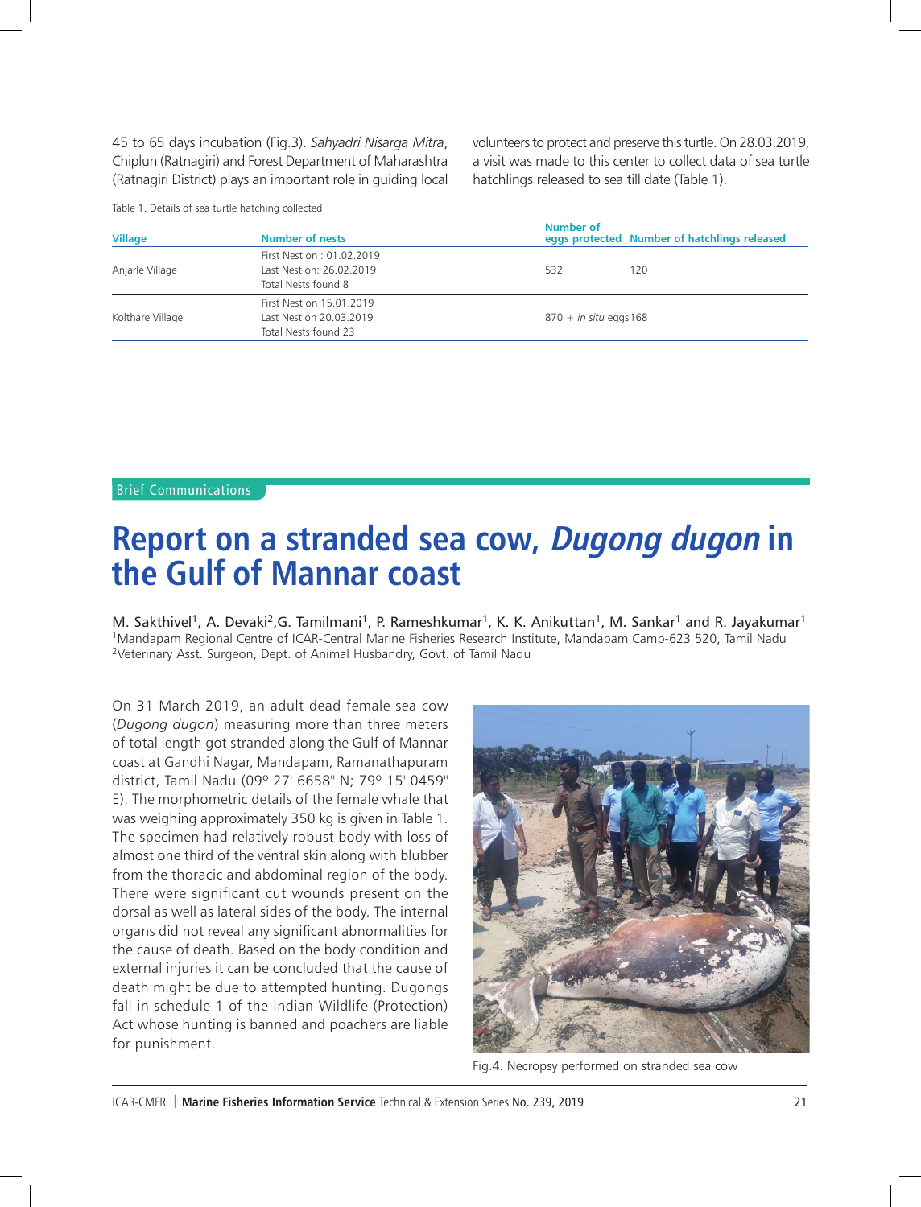45 to 65 days incubation (Fig.3). *Sahyadri Nisarga Mitra*, Chiplun (Ratnagiri) and Forest Department of Maharashtra (Ratnagiri District) plays an important role in guiding local volunteers to protect and preserve this turtle. On 28.03.2019, a visit was made to this center to collect data of sea turtle hatchlings released to sea till date (Table 1).

Table 1. Details of sea turtle hatching collected

| Village | Number of nests | Number of eggs protected | Number of hatchlings released |
|---|---|---|---|
| Anjarle Village | First Nest on : 01.02.2019<br>Last Nest on: 26.02.2019<br>Total Nests found 8 | 532 | 120 |
| Kolthare Village | First Nest on 15.01.2019<br>Last Nest on 20.03.2019<br>Total Nests found 23 | 870 + *in situ* eggs | 168 |

Brief Communications

# Report on a stranded sea cow, *Dugong dugon* in the Gulf of Mannar coast

M. Sakthivel[1], A. Devaki[2], G. Tamilmani[1], P. Rameshkumar[1], K. K. Anikuttan[1], M. Sankar[1] and R. Jayakumar[1]

[1]Mandapam Regional Centre of ICAR-Central Marine Fisheries Research Institute, Mandapam Camp-623 520, Tamil Nadu
[2]Veterinary Asst. Surgeon, Dept. of Animal Husbandry, Govt. of Tamil Nadu

On 31 March 2019, an adult dead female sea cow (*Dugong dugon*) measuring more than three meters of total length got stranded along the Gulf of Mannar coast at Gandhi Nagar, Mandapam, Ramanathapuram district, Tamil Nadu (09º 27' 6658" N; 79º 15' 0459" E). The morphometric details of the female whale that was weighing approximately 350 kg is given in Table 1. The specimen had relatively robust body with loss of almost one third of the ventral skin along with blubber from the thoracic and abdominal region of the body. There were significant cut wounds present on the dorsal as well as lateral sides of the body. The internal organs did not reveal any significant abnormalities for the cause of death. Based on the body condition and external injuries it can be concluded that the cause of death might be due to attempted hunting. Dugongs fall in schedule 1 of the Indian Wildlife (Protection) Act whose hunting is banned and poachers are liable for punishment.

Fig.4. Necropsy performed on stranded sea cow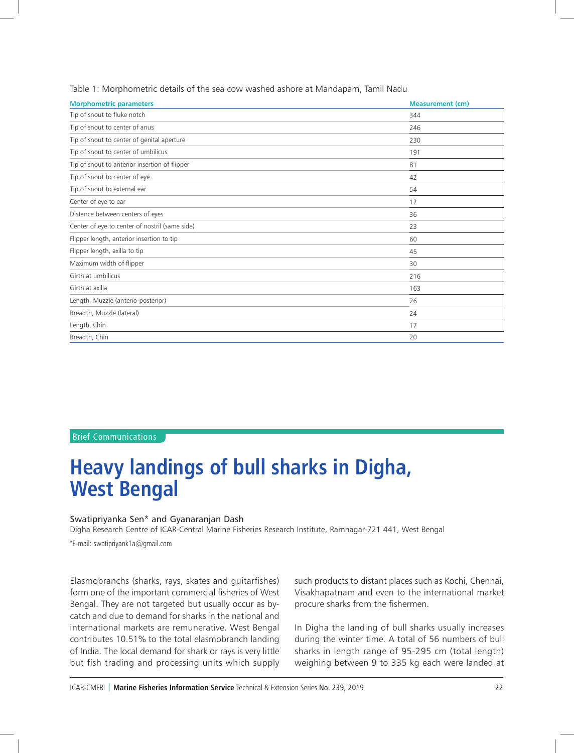Table 1: Morphometric details of the sea cow washed ashore at Mandapam, Tamil Nadu

| Morphometric parameters | Measurement (cm) |
|---|---|
| Tip of snout to fluke notch | 344 |
| Tip of snout to center of anus | 246 |
| Tip of snout to center of genital aperture | 230 |
| Tip of snout to center of umbilicus | 191 |
| Tip of snout to anterior insertion of flipper | 81 |
| Tip of snout to center of eye | 42 |
| Tip of snout to external ear | 54 |
| Center of eye to ear | 12 |
| Distance between centers of eyes | 36 |
| Center of eye to center of nostril (same side) | 23 |
| Flipper length, anterior insertion to tip | 60 |
| Flipper length, axilla to tip | 45 |
| Maximum width of flipper | 30 |
| Girth at umbilicus | 216 |
| Girth at axilla | 163 |
| Length, Muzzle (anterio-posterior) | 26 |
| Breadth, Muzzle (lateral) | 24 |
| Length, Chin | 17 |
| Breadth, Chin | 20 |

Brief Communications

# Heavy landings of bull sharks in Digha, West Bengal

Swatipriyanka Sen* and Gyanaranjan Dash

Digha Research Centre of ICAR-Central Marine Fisheries Research Institute, Ramnagar-721 441, West Bengal

*E-mail: swatipriyank1a@gmail.com

Elasmobranchs (sharks, rays, skates and guitarfishes) form one of the important commercial fisheries of West Bengal. They are not targeted but usually occur as by-catch and due to demand for sharks in the national and international markets are remunerative. West Bengal contributes 10.51% to the total elasmobranch landing of India. The local demand for shark or rays is very little but fish trading and processing units which supply such products to distant places such as Kochi, Chennai, Visakhapatnam and even to the international market procure sharks from the fishermen.

In Digha the landing of bull sharks usually increases during the winter time. A total of 56 numbers of bull sharks in length range of 95-295 cm (total length) weighing between 9 to 335 kg each were landed at